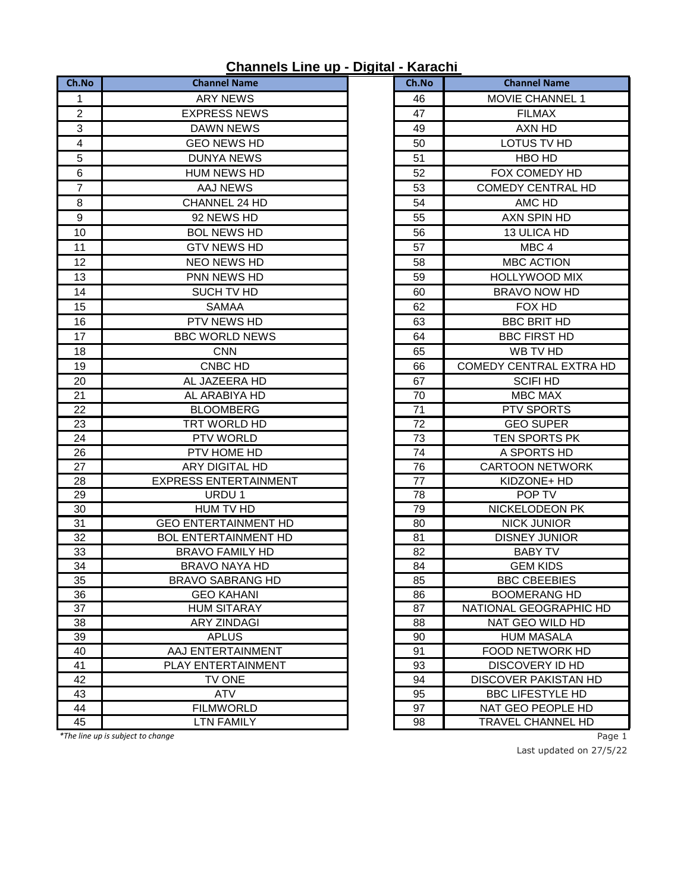# Channels Line up - Digital - Karachi

| Ch.No | Channel Name |
|---|---|
| 1 | ARY NEWS |
| 2 | EXPRESS NEWS |
| 3 | DAWN NEWS |
| 4 | GEO NEWS HD |
| 5 | DUNYA NEWS |
| 6 | HUM NEWS HD |
| 7 | AAJ NEWS |
| 8 | CHANNEL 24 HD |
| 9 | 92 NEWS HD |
| 10 | BOL NEWS HD |
| 11 | GTV NEWS HD |
| 12 | NEO NEWS HD |
| 13 | PNN NEWS HD |
| 14 | SUCH TV HD |
| 15 | SAMAA |
| 16 | PTV NEWS HD |
| 17 | BBC WORLD NEWS |
| 18 | CNN |
| 19 | CNBC HD |
| 20 | AL JAZEERA HD |
| 21 | AL ARABIYA HD |
| 22 | BLOOMBERG |
| 23 | TRT WORLD HD |
| 24 | PTV WORLD |
| 26 | PTV HOME HD |
| 27 | ARY DIGITAL HD |
| 28 | EXPRESS ENTERTAINMENT |
| 29 | URDU 1 |
| 30 | HUM TV HD |
| 31 | GEO ENTERTAINMENT HD |
| 32 | BOL ENTERTAINMENT HD |
| 33 | BRAVO FAMILY HD |
| 34 | BRAVO NAYA HD |
| 35 | BRAVO SABRANG HD |
| 36 | GEO KAHANI |
| 37 | HUM SITARAY |
| 38 | ARY ZINDAGI |
| 39 | APLUS |
| 40 | AAJ ENTERTAINMENT |
| 41 | PLAY ENTERTAINMENT |
| 42 | TV ONE |
| 43 | ATV |
| 44 | FILMWORLD |
| 45 | LTN FAMILY |
| 46 | MOVIE CHANNEL 1 |
| 47 | FILMAX |
| 49 | AXN HD |
| 50 | LOTUS TV HD |
| 51 | HBO HD |
| 52 | FOX COMEDY HD |
| 53 | COMEDY CENTRAL HD |
| 54 | AMC HD |
| 55 | AXN SPIN HD |
| 56 | 13 ULICA HD |
| 57 | MBC 4 |
| 58 | MBC ACTION |
| 59 | HOLLYWOOD MIX |
| 60 | BRAVO NOW HD |
| 62 | FOX HD |
| 63 | BBC BRIT HD |
| 64 | BBC FIRST HD |
| 65 | WB TV HD |
| 66 | COMEDY CENTRAL EXTRA HD |
| 67 | SCIFI HD |
| 70 | MBC MAX |
| 71 | PTV SPORTS |
| 72 | GEO SUPER |
| 73 | TEN SPORTS PK |
| 74 | A SPORTS HD |
| 76 | CARTOON NETWORK |
| 77 | KIDZONE+ HD |
| 78 | POP TV |
| 79 | NICKELODEON PK |
| 80 | NICK JUNIOR |
| 81 | DISNEY JUNIOR |
| 82 | BABY TV |
| 84 | GEM KIDS |
| 85 | BBC CBEEBIES |
| 86 | BOOMERANG HD |
| 87 | NATIONAL GEOGRAPHIC HD |
| 88 | NAT GEO WILD HD |
| 90 | HUM MASALA |
| 91 | FOOD NETWORK HD |
| 93 | DISCOVERY ID HD |
| 94 | DISCOVER PAKISTAN HD |
| 95 | BBC LIFESTYLE HD |
| 97 | NAT GEO PEOPLE HD |
| 98 | TRAVEL CHANNEL HD |

*\*The line up is subject to change*

Last updated on 27/5/22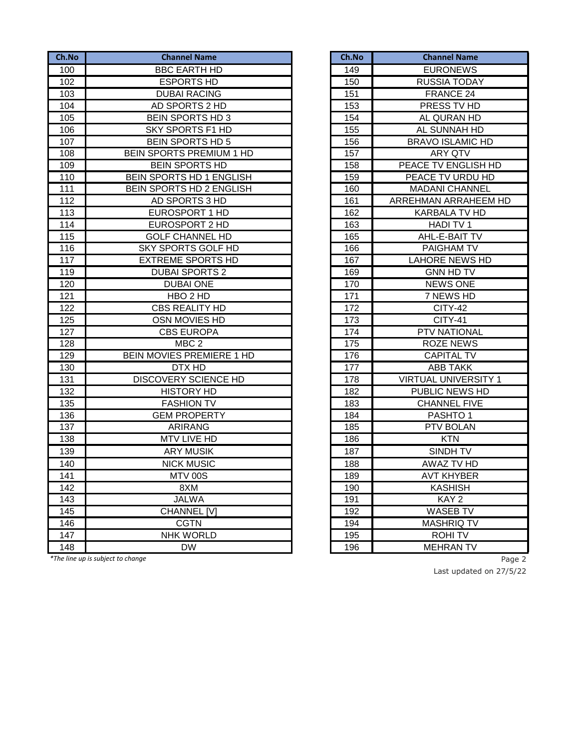| Ch.No | Channel Name |
|---|---|
| 100 | BBC EARTH HD |
| 102 | ESPORTS HD |
| 103 | DUBAI RACING |
| 104 | AD SPORTS 2 HD |
| 105 | BEIN SPORTS HD 3 |
| 106 | SKY SPORTS F1 HD |
| 107 | BEIN SPORTS HD 5 |
| 108 | BEIN SPORTS PREMIUM 1 HD |
| 109 | BEIN SPORTS HD |
| 110 | BEIN SPORTS HD 1 ENGLISH |
| 111 | BEIN SPORTS HD 2 ENGLISH |
| 112 | AD SPORTS 3 HD |
| 113 | EUROSPORT 1 HD |
| 114 | EUROSPORT 2 HD |
| 115 | GOLF CHANNEL HD |
| 116 | SKY SPORTS GOLF HD |
| 117 | EXTREME SPORTS HD |
| 119 | DUBAI SPORTS 2 |
| 120 | DUBAI ONE |
| 121 | HBO 2 HD |
| 122 | CBS REALITY HD |
| 125 | OSN MOVIES HD |
| 127 | CBS EUROPA |
| 128 | MBC 2 |
| 129 | BEIN MOVIES PREMIERE 1 HD |
| 130 | DTX HD |
| 131 | DISCOVERY SCIENCE HD |
| 132 | HISTORY HD |
| 135 | FASHION TV |
| 136 | GEM PROPERTY |
| 137 | ARIRANG |
| 138 | MTV LIVE HD |
| 139 | ARY MUSIK |
| 140 | NICK MUSIC |
| 141 | MTV 00S |
| 142 | 8XM |
| 143 | JALWA |
| 145 | CHANNEL [V] |
| 146 | CGTN |
| 147 | NHK WORLD |
| 148 | DW |
| 149 | EURONEWS |
| 150 | RUSSIA TODAY |
| 151 | FRANCE 24 |
| 153 | PRESS TV HD |
| 154 | AL QURAN HD |
| 155 | AL SUNNAH HD |
| 156 | BRAVO ISLAMIC HD |
| 157 | ARY QTV |
| 158 | PEACE TV ENGLISH HD |
| 159 | PEACE TV URDU HD |
| 160 | MADANI CHANNEL |
| 161 | ARREHMAN ARRAHEEM HD |
| 162 | KARBALA TV HD |
| 163 | HADI TV 1 |
| 165 | AHL-E-BAIT TV |
| 166 | PAIGHAM TV |
| 167 | LAHORE NEWS HD |
| 169 | GNN HD TV |
| 170 | NEWS ONE |
| 171 | 7 NEWS HD |
| 172 | CITY-42 |
| 173 | CITY-41 |
| 174 | PTV NATIONAL |
| 175 | ROZE NEWS |
| 176 | CAPITAL TV |
| 177 | ABB TAKK |
| 178 | VIRTUAL UNIVERSITY 1 |
| 182 | PUBLIC NEWS HD |
| 183 | CHANNEL FIVE |
| 184 | PASHTO 1 |
| 185 | PTV BOLAN |
| 186 | KTN |
| 187 | SINDH TV |
| 188 | AWAZ TV HD |
| 189 | AVT KHYBER |
| 190 | KASHISH |
| 191 | KAY 2 |
| 192 | WASEB TV |
| 194 | MASHRIQ TV |
| 195 | ROHI TV |
| 196 | MEHRAN TV |

*\*The line up is subject to change*

Last updated on 27/5/22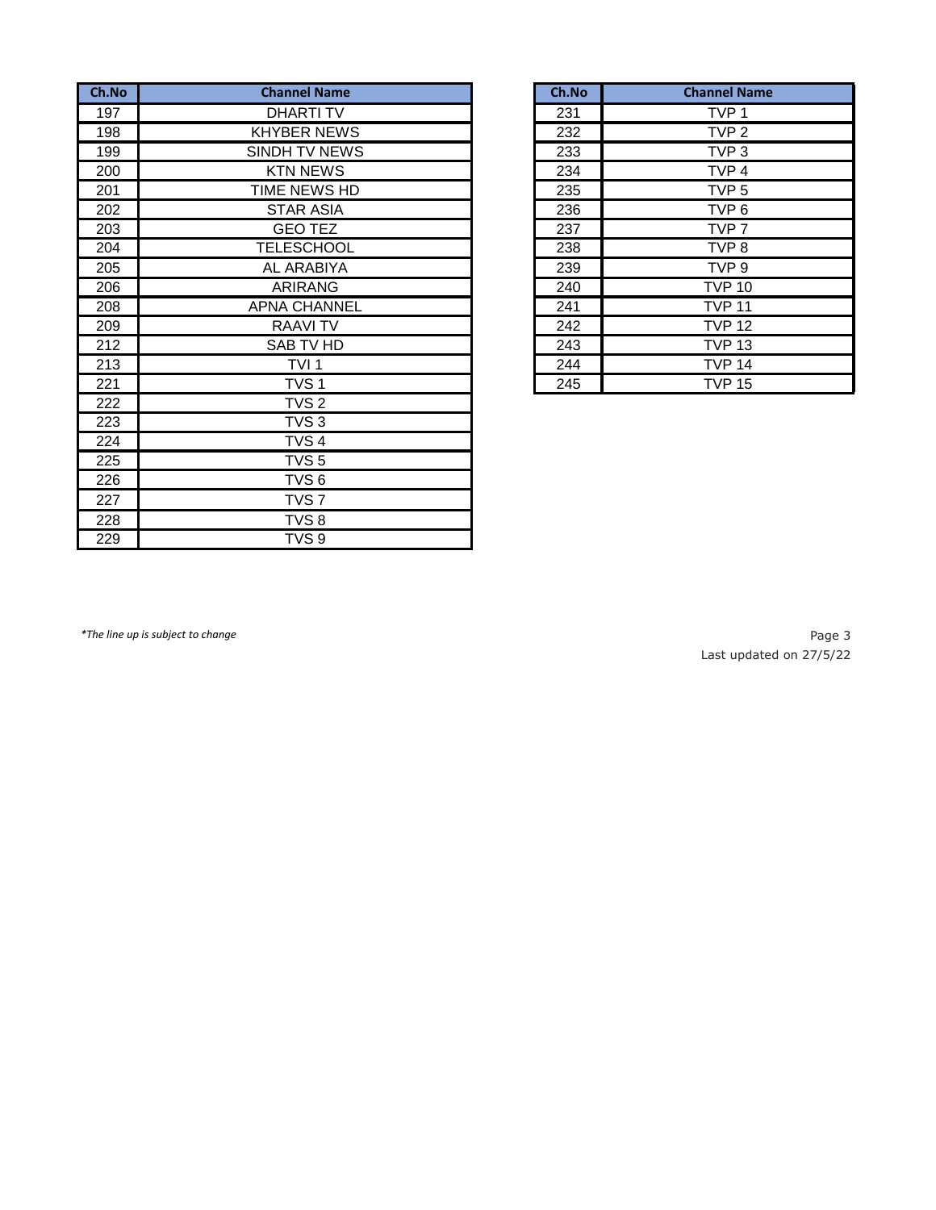| Ch.No | Channel Name |
|---|---|
| 197 | DHARTI TV |
| 198 | KHYBER NEWS |
| 199 | SINDH TV NEWS |
| 200 | KTN NEWS |
| 201 | TIME NEWS HD |
| 202 | STAR ASIA |
| 203 | GEO TEZ |
| 204 | TELESCHOOL |
| 205 | AL ARABIYA |
| 206 | ARIRANG |
| 208 | APNA CHANNEL |
| 209 | RAAVI TV |
| 212 | SAB TV HD |
| 213 | TVI 1 |
| 221 | TVS 1 |
| 222 | TVS 2 |
| 223 | TVS 3 |
| 224 | TVS 4 |
| 225 | TVS 5 |
| 226 | TVS 6 |
| 227 | TVS 7 |
| 228 | TVS 8 |
| 229 | TVS 9 |

| Ch.No | Channel Name |
|---|---|
| 231 | TVP 1 |
| 232 | TVP 2 |
| 233 | TVP 3 |
| 234 | TVP 4 |
| 235 | TVP 5 |
| 236 | TVP 6 |
| 237 | TVP 7 |
| 238 | TVP 8 |
| 239 | TVP 9 |
| 240 | TVP 10 |
| 241 | TVP 11 |
| 242 | TVP 12 |
| 243 | TVP 13 |
| 244 | TVP 14 |
| 245 | TVP 15 |

*\*The line up is subject to change*

Last updated on 27/5/22